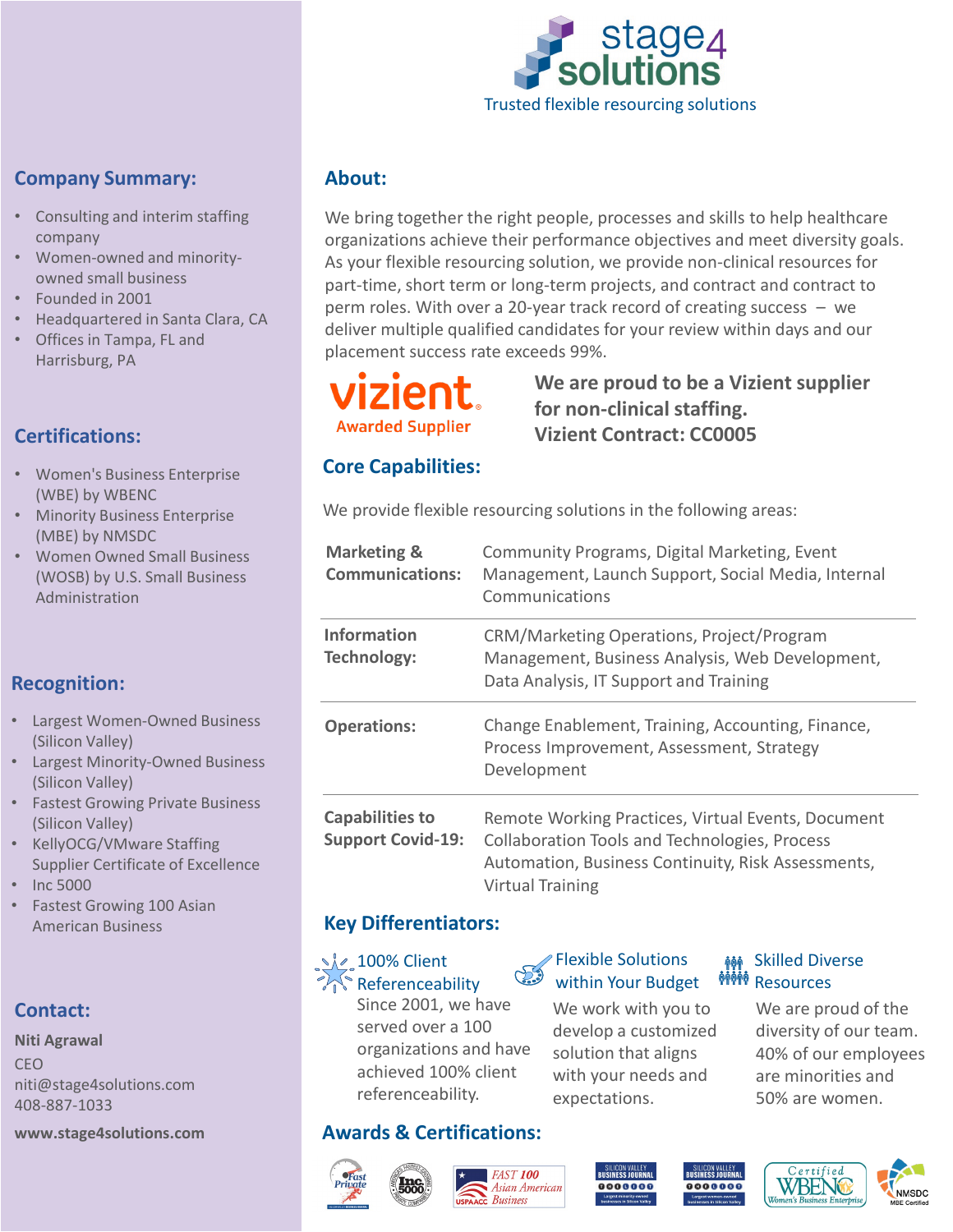# stage4 solutions

Trusted flexible resourcing solutions

## Company Summary:

- Consulting and interim staffing company
- Women-owned and minority-owned small business
- Founded in 2001
- Headquartered in Santa Clara, CA
- Offices in Tampa, FL and Harrisburg, PA

## Certifications:

- Women's Business Enterprise (WBE) by WBENC
- Minority Business Enterprise (MBE) by NMSDC
- Women Owned Small Business (WOSB) by U.S. Small Business Administration

## Recognition:

- Largest Women-Owned Business (Silicon Valley)
- Largest Minority-Owned Business (Silicon Valley)
- Fastest Growing Private Business (Silicon Valley)
- KellyOCG/VMware Staffing Supplier Certificate of Excellence
- Inc 5000
- Fastest Growing 100 Asian American Business

## Contact:

**Niti Agrawal**
CEO
niti@stage4solutions.com
408-887-1033

**www.stage4solutions.com**

## About:

We bring together the right people, processes and skills to help healthcare organizations achieve their performance objectives and meet diversity goals. As your flexible resourcing solution, we provide non-clinical resources for part-time, short term or long-term projects, and contract and contract to perm roles. With over a 20-year track record of creating success – we deliver multiple qualified candidates for your review within days and our placement success rate exceeds 99%.

vizient Awarded Supplier

**We are proud to be a Vizient supplier for non-clinical staffing.**
**Vizient Contract: CC0005**

## Core Capabilities:

We provide flexible resourcing solutions in the following areas:

| | |
|---|---|
| **Marketing & Communications:** | Community Programs, Digital Marketing, Event Management, Launch Support, Social Media, Internal Communications |
| **Information Technology:** | CRM/Marketing Operations, Project/Program Management, Business Analysis, Web Development, Data Analysis, IT Support and Training |
| **Operations:** | Change Enablement, Training, Accounting, Finance, Process Improvement, Assessment, Strategy Development |
| **Capabilities to Support Covid-19:** | Remote Working Practices, Virtual Events, Document Collaboration Tools and Technologies, Process Automation, Business Continuity, Risk Assessments, Virtual Training |

## Key Differentiators:

**100% Client Referenceability**
Since 2001, we have served over a 100 organizations and have achieved 100% client referenceability.

**Flexible Solutions within Your Budget**
We work with you to develop a customized solution that aligns with your needs and expectations.

**Skilled Diverse Resources**
We are proud of the diversity of our team. 40% of our employees are minorities and 50% are women.

## Awards & Certifications:

Fast Private · Inc. 5000 · FAST 100 Asian American Business (USPAACC) · Silicon Valley Business Journal (Largest minority-owned businesses in Silicon Valley) · Silicon Valley Business Journal (Largest women-owned businesses in Silicon Valley) · Certified WBENC Women's Business Enterprise · NMSDC MBE Certified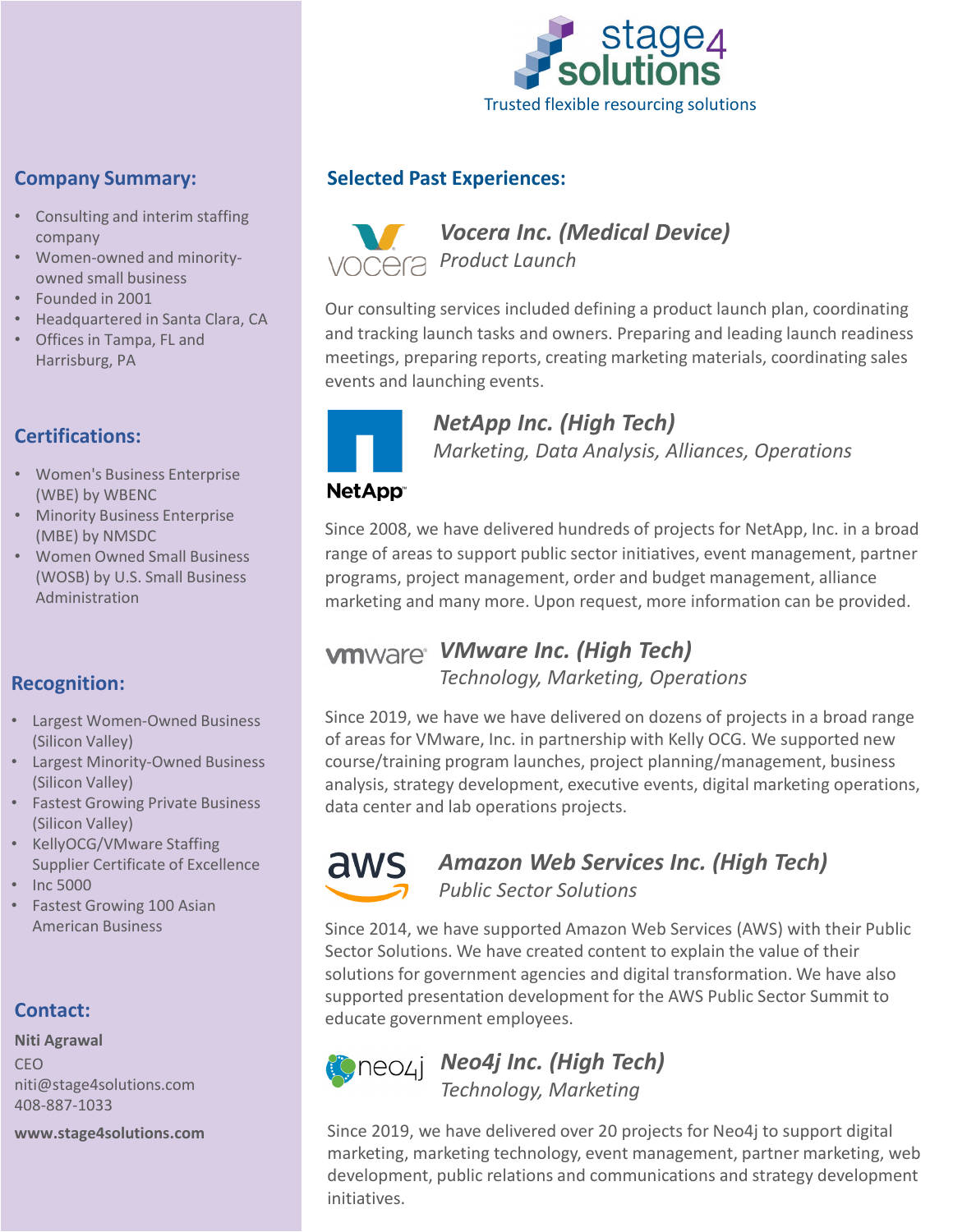stage4 solutions

Trusted flexible resourcing solutions

## Company Summary:

- Consulting and interim staffing company
- Women-owned and minority-owned small business
- Founded in 2001
- Headquartered in Santa Clara, CA
- Offices in Tampa, FL and Harrisburg, PA

## Certifications:

- Women's Business Enterprise (WBE) by WBENC
- Minority Business Enterprise (MBE) by NMSDC
- Women Owned Small Business (WOSB) by U.S. Small Business Administration

## Recognition:

- Largest Women-Owned Business (Silicon Valley)
- Largest Minority-Owned Business (Silicon Valley)
- Fastest Growing Private Business (Silicon Valley)
- KellyOCG/VMware Staffing Supplier Certificate of Excellence
- Inc 5000
- Fastest Growing 100 Asian American Business

## Contact:

**Niti Agrawal**
CEO
niti@stage4solutions.com
408-887-1033

**www.stage4solutions.com**

## Selected Past Experiences:

### *Vocera Inc. (Medical Device)*
*Product Launch*

Our consulting services included defining a product launch plan, coordinating and tracking launch tasks and owners. Preparing and leading launch readiness meetings, preparing reports, creating marketing materials, coordinating sales events and launching events.

### *NetApp Inc. (High Tech)*
*Marketing, Data Analysis, Alliances, Operations*

Since 2008, we have delivered hundreds of projects for NetApp, Inc. in a broad range of areas to support public sector initiatives, event management, partner programs, project management, order and budget management, alliance marketing and many more. Upon request, more information can be provided.

### *VMware Inc. (High Tech)*
*Technology, Marketing, Operations*

Since 2019, we have we have delivered on dozens of projects in a broad range of areas for VMware, Inc. in partnership with Kelly OCG. We supported new course/training program launches, project planning/management, business analysis, strategy development, executive events, digital marketing operations, data center and lab operations projects.

### *Amazon Web Services Inc. (High Tech)*
*Public Sector Solutions*

Since 2014, we have supported Amazon Web Services (AWS) with their Public Sector Solutions. We have created content to explain the value of their solutions for government agencies and digital transformation. We have also supported presentation development for the AWS Public Sector Summit to educate government employees.

### *Neo4j Inc. (High Tech)*
*Technology, Marketing*

Since 2019, we have delivered over 20 projects for Neo4j to support digital marketing, marketing technology, event management, partner marketing, web development, public relations and communications and strategy development initiatives.